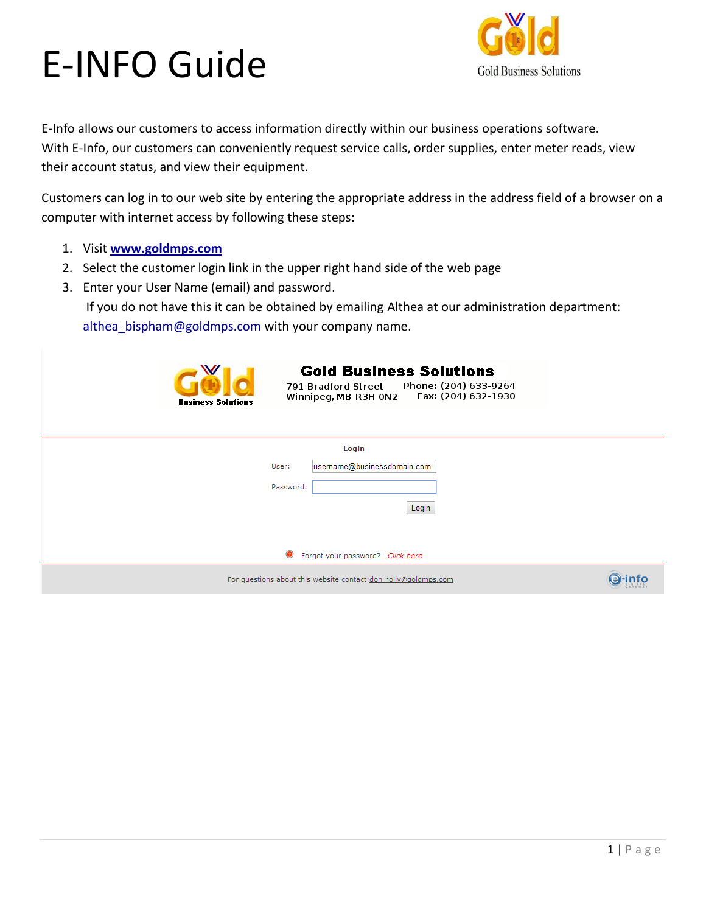# E-INFO Guide

Gold Business Solutions

E-Info allows our customers to access information directly within our business operations software. With E-Info, our customers can conveniently request service calls, order supplies, enter meter reads, view their account status, and view their equipment.

Customers can log in to our web site by entering the appropriate address in the address field of a browser on a computer with internet access by following these steps:

1. Visit **www.goldmps.com**
2. Select the customer login link in the upper right hand side of the web page
3. Enter your User Name (email) and password.
   If you do not have this it can be obtained by emailing Althea at our administration department: althea_bispham@goldmps.com with your company name.

**Gold Business Solutions**
791 Bradford Street
Winnipeg, MB R3H 0N2
Phone: (204) 633-9264
Fax: (204) 632-1930

**Login**

User: username@businessdomain.com

Password:

Login

Forgot your password? *Click here*

For questions about this website contact: don_jolly@goldmps.com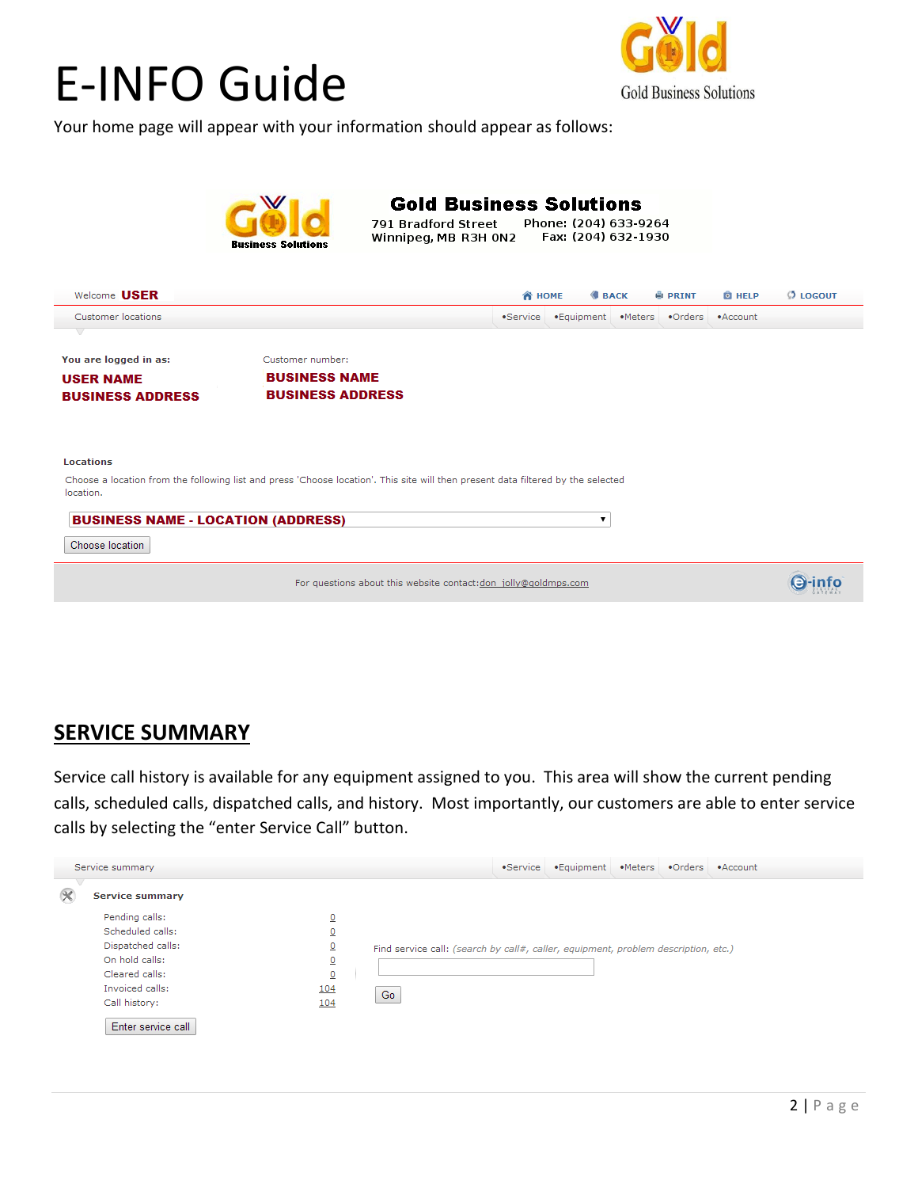# E-INFO Guide

Gold Business Solutions

Your home page will appear with your information should appear as follows:

**Gold Business Solutions**
791 Bradford Street
Winnipeg, MB R3H 0N2
Phone: (204) 633-9264
Fax: (204) 632-1930

Welcome **USER**

HOME BACK PRINT HELP LOGOUT

Customer locations

•Service •Equipment •Meters •Orders •Account

**You are logged in as:**
**USER NAME**
**BUSINESS ADDRESS**

Customer number:
**BUSINESS NAME**
**BUSINESS ADDRESS**

**Locations**

Choose a location from the following list and press 'Choose location'. This site will then present data filtered by the selected location.

**BUSINESS NAME - LOCATION (ADDRESS)**

Choose location

For questions about this website contact: don_jolly@goldmps.com

## SERVICE SUMMARY

Service call history is available for any equipment assigned to you. This area will show the current pending calls, scheduled calls, dispatched calls, and history. Most importantly, our customers are able to enter service calls by selecting the "enter Service Call" button.

Service summary

•Service •Equipment •Meters •Orders •Account

**Service summary**

| | |
|---|---|
| Pending calls: | 0 |
| Scheduled calls: | 0 |
| Dispatched calls: | 0 |
| On hold calls: | 0 |
| Cleared calls: | 0 |
| Invoiced calls: | 104 |
| Call history: | 104 |

Enter service call

Find service call: *(search by call#, caller, equipment, problem description, etc.)*

Go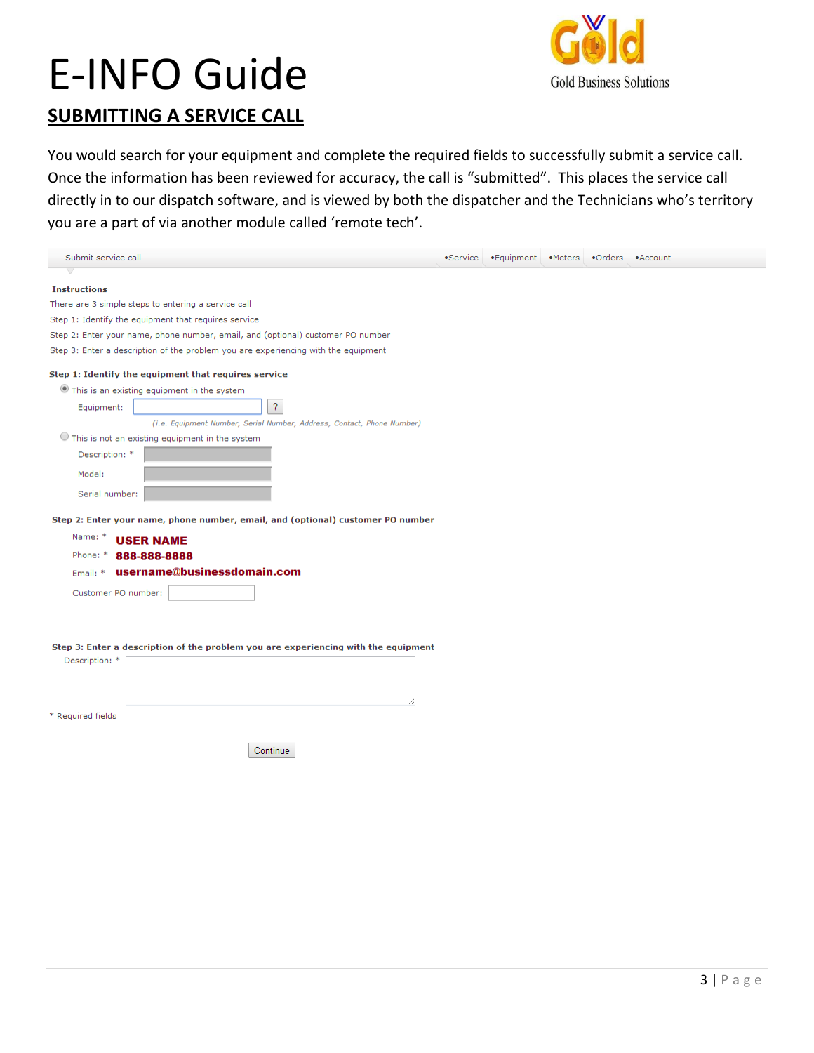# E-INFO Guide

Gold Business Solutions

## SUBMITTING A SERVICE CALL

You would search for your equipment and complete the required fields to successfully submit a service call. Once the information has been reviewed for accuracy, the call is "submitted". This places the service call directly in to our dispatch software, and is viewed by both the dispatcher and the Technicians who's territory you are a part of via another module called 'remote tech'.

Submit service call •Service •Equipment •Meters •Orders •Account

**Instructions**

There are 3 simple steps to entering a service call

Step 1: Identify the equipment that requires service

Step 2: Enter your name, phone number, email, and (optional) customer PO number

Step 3: Enter a description of the problem you are experiencing with the equipment

**Step 1: Identify the equipment that requires service**

This is an existing equipment in the system

Equipment: [ ] ?

*(i.e. Equipment Number, Serial Number, Address, Contact, Phone Number)*

This is not an existing equipment in the system

Description: *

Model:

Serial number:

**Step 2: Enter your name, phone number, email, and (optional) customer PO number**

Name: * **USER NAME**

Phone: * **888-888-8888**

Email: * **username@businessdomain.com**

Customer PO number:

**Step 3: Enter a description of the problem you are experiencing with the equipment**

Description: *

* Required fields

Continue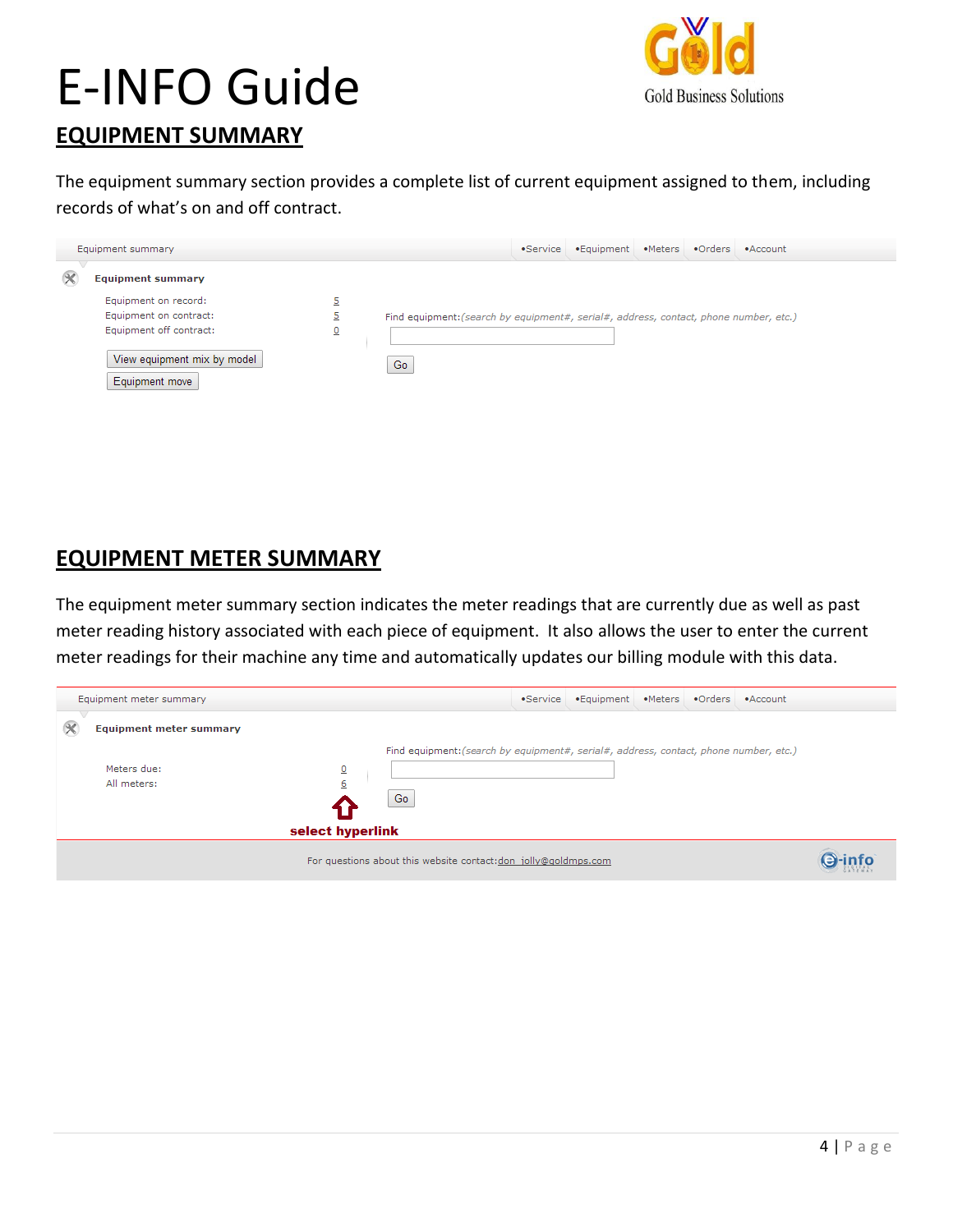# E-INFO Guide

Gold Business Solutions

## EQUIPMENT SUMMARY

The equipment summary section provides a complete list of current equipment assigned to them, including records of what's on and off contract.

Equipment summary — •Service •Equipment •Meters •Orders •Account

**Equipment summary**

| | |
|---|---|
| Equipment on record: | 5 |
| Equipment on contract: | 5 |
| Equipment off contract: | 0 |

Find equipment: *(search by equipment#, serial#, address, contact, phone number, etc.)*

[Go]

[View equipment mix by model]

[Equipment move]

## EQUIPMENT METER SUMMARY

The equipment meter summary section indicates the meter readings that are currently due as well as past meter reading history associated with each piece of equipment. It also allows the user to enter the current meter readings for their machine any time and automatically updates our billing module with this data.

Equipment meter summary — •Service •Equipment •Meters •Orders •Account

**Equipment meter summary**

Find equipment: *(search by equipment#, serial#, address, contact, phone number, etc.)*

| | |
|---|---|
| Meters due: | 0 |
| All meters: | 6 |

[Go]

**select hyperlink**

For questions about this website contact: don_jolly@goldmps.com

e-info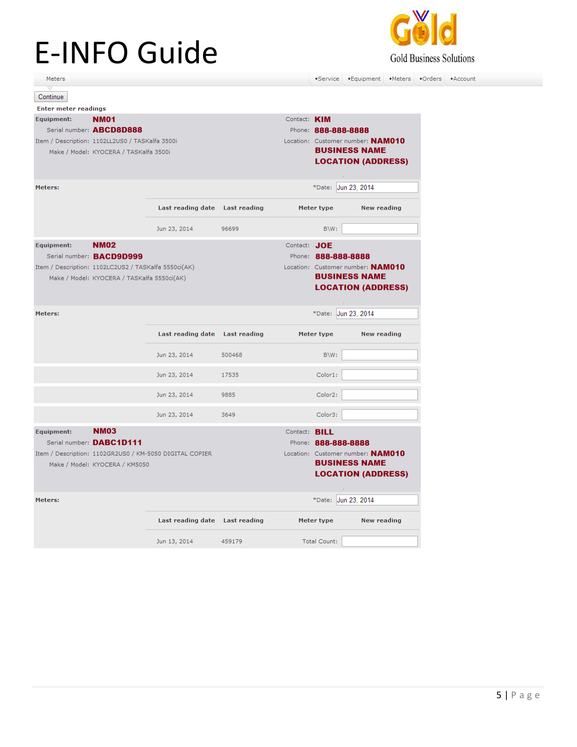# E-INFO Guide

Gold Business Solutions

Meters

•Service •Equipment •Meters •Orders •Account

Continue

**Enter meter readings**

**Equipment:** **NM01**
Serial number: **ABCD8D888**
Item / Description: 1102LL2US0 / TASKalfa 3500i
Make / Model: KYOCERA / TASKalfa 3500i

Contact: **KIM**
Phone: **888-888-8888**
Location: Customer number: **NAM010**
**BUSINESS NAME**
**LOCATION (ADDRESS)**

**Meters:** *Date: Jun 23, 2014

| Last reading date | Last reading | Meter type | New reading |
|---|---|---|---|
| Jun 23, 2014 | 96699 | B\W: | |

**Equipment:** **NM02**
Serial number: **BACD9D999**
Item / Description: 1102LC2US2 / TASKalfa 5550ci(AK)
Make / Model: KYOCERA / TASKalfa 5550ci(AK)

Contact: **JOE**
Phone: **888-888-8888**
Location: Customer number: **NAM010**
**BUSINESS NAME**
**LOCATION (ADDRESS)**

**Meters:** *Date: Jun 23, 2014

| Last reading date | Last reading | Meter type | New reading |
|---|---|---|---|
| Jun 23, 2014 | 500468 | B\W: | |
| Jun 23, 2014 | 17535 | Color1: | |
| Jun 23, 2014 | 9885 | Color2: | |
| Jun 23, 2014 | 3649 | Color3: | |

**Equipment:** **NM03**
Serial number: **DABC1D111**
Item / Description: 1102GR2US0 / KM-5050 DIGITAL COPIER
Make / Model: KYOCERA / KM5050

Contact: **BILL**
Phone: **888-888-8888**
Location: Customer number: **NAM010**
**BUSINESS NAME**
**LOCATION (ADDRESS)**

**Meters:** *Date: Jun 23, 2014

| Last reading date | Last reading | Meter type | New reading |
|---|---|---|---|
| Jun 13, 2014 | 459179 | Total Count: | |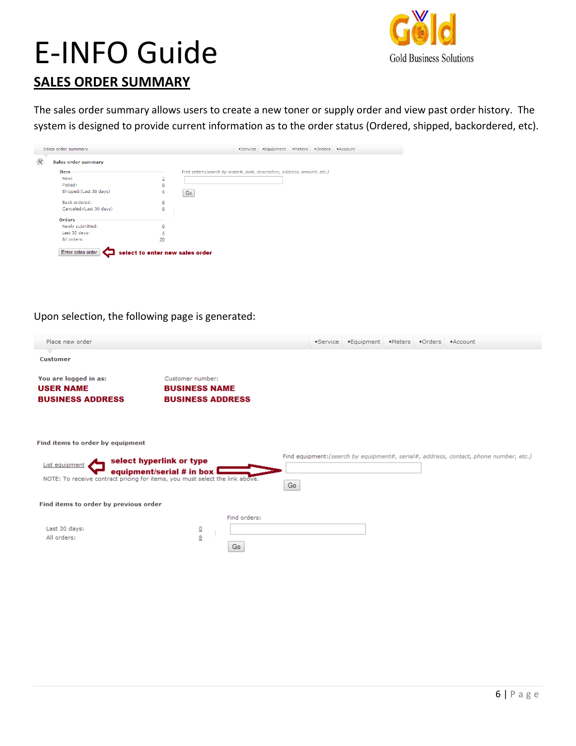# E-INFO Guide

Gold Business Solutions

## SALES ORDER SUMMARY

The sales order summary allows users to create a new toner or supply order and view past order history. The system is designed to provide current information as to the order status (Ordered, shipped, backordered, etc).

Sales order summary •Service •Equipment •Meters •Orders •Account

**Sales order summary**

**Item**

| | |
|---|---|
| New: | 1 |
| Picked: | 0 |
| Shipped:(Last 30 days) | 4 |
| Back ordered: | 0 |
| Canceled:(Last 30 days) | 0 |

**Orders**

| | |
|---|---|
| Newly submitted: | 0 |
| Last 30 days: | 4 |
| All orders: | 20 |

Find order:*(search by order#, po#, description, address, amount, etc.)*

Go

Enter sales order ⇦ **select to enter new sales order**

Upon selection, the following page is generated:

Place new order •Service •Equipment •Meters •Orders •Account

**Customer**

**You are logged in as:**
**USER NAME**
**BUSINESS ADDRESS**

Customer number:
**BUSINESS NAME**
**BUSINESS ADDRESS**

**Find items to order by equipment**

List equipment ⇦ **select hyperlink or type equipment/serial # in box** ⇨

NOTE: To receive contract pricing for items, you must select the link above.

Find equipment:*(search by equipment#, serial#, address, contact, phone number, etc.)*

Go

**Find items to order by previous order**

| | |
|---|---|
| Last 30 days: | 0 |
| All orders: | 8 |

Find orders:

Go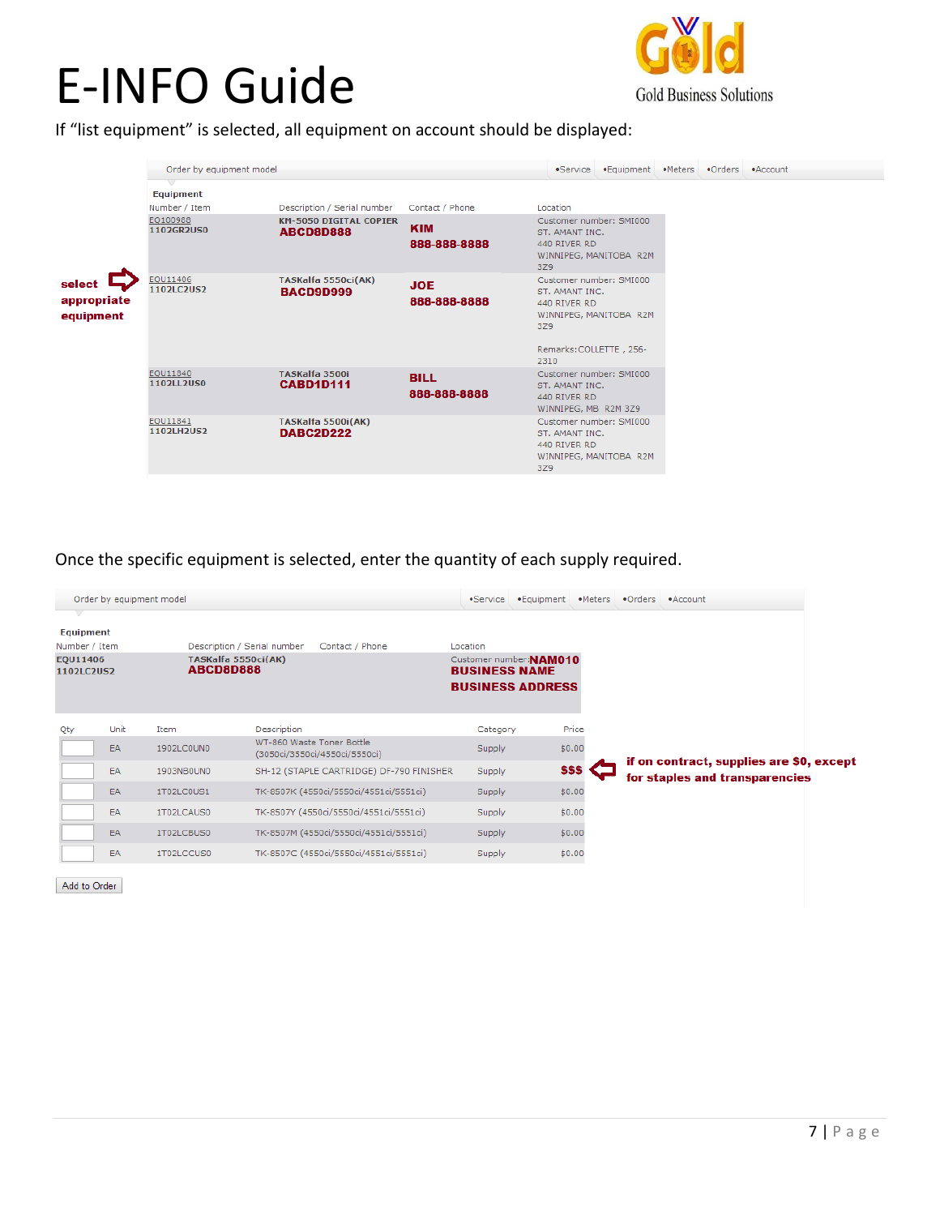# E-INFO Guide

Gold Business Solutions

If "list equipment" is selected, all equipment on account should be displayed:

Order by equipment model — •Service •Equipment •Meters •Orders •Account

**Equipment**

| Number / Item | Description / Serial number | Contact / Phone | Location |
|---|---|---|---|
| EQ100988 1102GR2US0 | KM-5050 DIGITAL COPIER **ABCD8D888** | **KIM 888-888-8888** | Customer number: SMI000 ST. AMANT INC. 440 RIVER RD WINNIPEG, MANITOBA R2M 3Z9 |
| EQU11406 1102LC2US2 | TASKalfa 5550ci(AK) **BACD9D999** | **JOE 888-888-8888** | Customer number: SMI000 ST. AMANT INC. 440 RIVER RD WINNIPEG, MANITOBA R2M 3Z9 Remarks:COLLETTE , 256-2310 |
| EQU11840 1102LL2US0 | TASKalfa 3500i **CABD1D111** | **BILL 888-888-8888** | Customer number: SMI000 ST. AMANT INC. 440 RIVER RD WINNIPEG, MB R2M 3Z9 |
| EQU11841 1102LH2US2 | TASKalfa 5500i(AK) **DABC2D222** | | Customer number: SMI000 ST. AMANT INC. 440 RIVER RD WINNIPEG, MANITOBA R2M 3Z9 |

**select appropriate equipment**

Once the specific equipment is selected, enter the quantity of each supply required.

Order by equipment model — •Service •Equipment •Meters •Orders •Account

**Equipment**

| Number / Item | Description / Serial number | Contact / Phone | Location |
|---|---|---|---|
| EQU11406 1102LC2US2 | TASKalfa 5550ci(AK) **ABCD8D888** | | Customer number:**NAM010** **BUSINESS NAME** **BUSINESS ADDRESS** |

| Qty | Unit | Item | Description | Category | Price |
|---|---|---|---|---|---|
| | EA | 1902LC0UN0 | WT-860 Waste Toner Bottle (3050ci/3550ci/4550ci/5550ci) | Supply | $0.00 |
| | EA | 1903NB0UN0 | SH-12 (STAPLE CARTRIDGE) DF-790 FINISHER | Supply | **$$$** |
| | EA | 1T02LC0US1 | TK-8507K (4550ci/5550ci/4551ci/5551ci) | Supply | $0.00 |
| | EA | 1T02LCAUS0 | TK-8507Y (4550ci/5550ci/4551ci/5551ci) | Supply | $0.00 |
| | EA | 1T02LCBUS0 | TK-8507M (4550ci/5550ci/4551ci/5551ci) | Supply | $0.00 |
| | EA | 1T02LCCUS0 | TK-8507C (4550ci/5550ci/4551ci/5551ci) | Supply | $0.00 |

**if on contract, supplies are $0, except for staples and transparencies**

Add to Order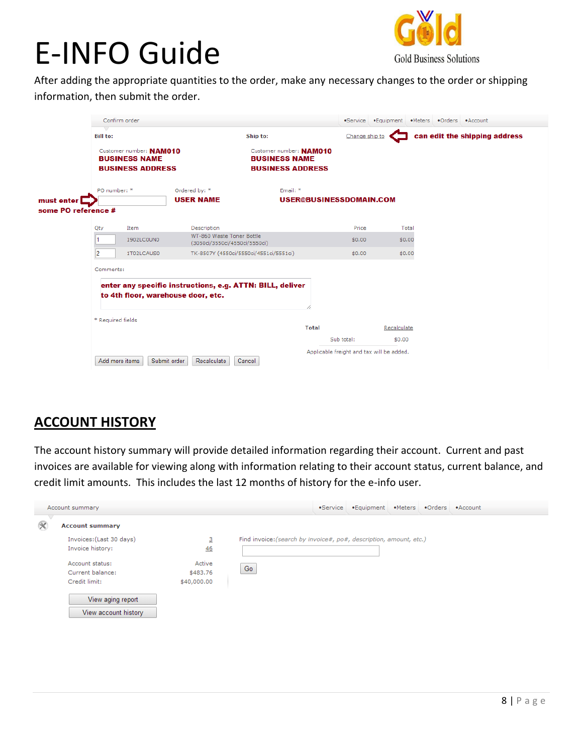# E-INFO Guide

After adding the appropriate quantities to the order, make any necessary changes to the order or shipping information, then submit the order.

Confirm order

•Service •Equipment •Meters •Orders •Account

**Bill to:**

Customer number: **NAM010**
**BUSINESS NAME**
**BUSINESS ADDRESS**

**Ship to:** Change ship to ⇦ **can edit the shipping address**

Customer number: **NAM010**
**BUSINESS NAME**
**BUSINESS ADDRESS**

**must enter some PO reference #** ⇨ PO number: *

Ordered by: * **USER NAME**

Email: * **USER@BUSINESSDOMAIN.COM**

| Qty | Item | Description | Price | Total |
|---|---|---|---|---|
| 1 | 1902LC0UN0 | WT-860 Waste Toner Bottle (3050ci/3550ci/4550ci/5550ci) | $0.00 | $0.00 |
| 2 | 1T02LCAUS0 | TK-8507Y (4550ci/5550ci/4551ci/5551ci) | $0.00 | $0.00 |

Comments:

**enter any specific instructions, e.g. ATTN: BILL, deliver to 4th floor, warehouse door, etc.**

* Required fields

Total Recalculate

Sub total: $0.00

Applicable freight and tax will be added.

Add more items | Submit order | Recalculate | Cancel

## ACCOUNT HISTORY

The account history summary will provide detailed information regarding their account. Current and past invoices are available for viewing along with information relating to their account status, current balance, and credit limit amounts. This includes the last 12 months of history for the e-info user.

Account summary

•Service •Equipment •Meters •Orders •Account

**Account summary**

| | |
|---|---|
| Invoices:(Last 30 days) | 3 |
| Invoice history: | 46 |
| Account status: | Active |
| Current balance: | $483.76 |
| Credit limit: | $40,000.00 |

Find invoice:*(search by invoice#, po#, description, amount, etc.)*

Go

View aging report

View account history